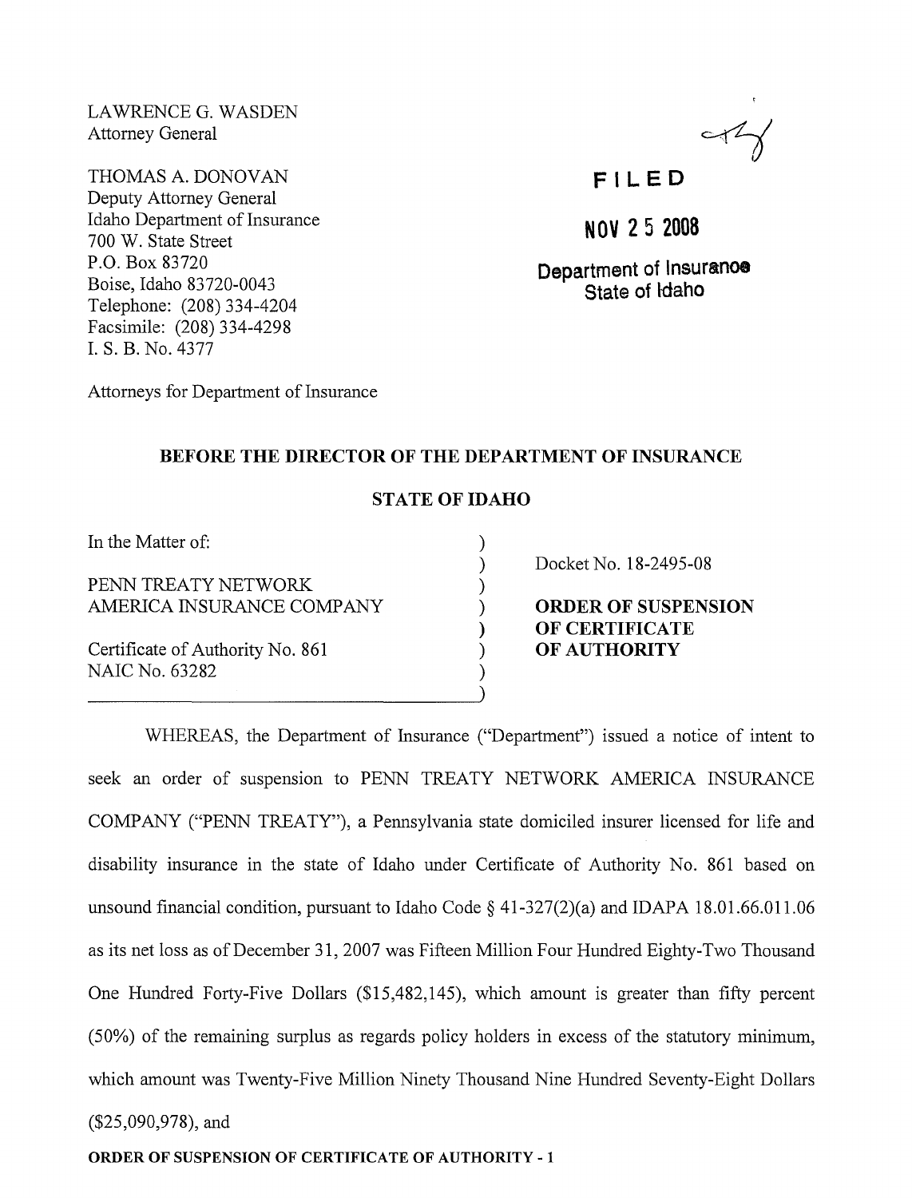LAWRENCE G. WASDEN
Attorney General

THOMAS A. DONOVAN
Deputy Attorney General
Idaho Department of Insurance
700 W. State Street
P.O. Box 83720
Boise, Idaho 83720-0043
Telephone: (208) 334-4204
Facsimile: (208) 334-4298
I. S. B. No. 4377

Attorneys for Department of Insurance

**FILED**

**NOV 25 2008**

**Department of Insurance**
**State of Idaho**

## BEFORE THE DIRECTOR OF THE DEPARTMENT OF INSURANCE

## STATE OF IDAHO

In the Matter of:

PENN TREATY NETWORK AMERICA INSURANCE COMPANY

Certificate of Authority No. 861
NAIC No. 63282

Docket No. 18-2495-08

**ORDER OF SUSPENSION OF CERTIFICATE OF AUTHORITY**

WHEREAS, the Department of Insurance ("Department") issued a notice of intent to seek an order of suspension to PENN TREATY NETWORK AMERICA INSURANCE COMPANY ("PENN TREATY"), a Pennsylvania state domiciled insurer licensed for life and disability insurance in the state of Idaho under Certificate of Authority No. 861 based on unsound financial condition, pursuant to Idaho Code § 41-327(2)(a) and IDAPA 18.01.66.011.06 as its net loss as of December 31, 2007 was Fifteen Million Four Hundred Eighty-Two Thousand One Hundred Forty-Five Dollars ($15,482,145), which amount is greater than fifty percent (50%) of the remaining surplus as regards policy holders in excess of the statutory minimum, which amount was Twenty-Five Million Ninety Thousand Nine Hundred Seventy-Eight Dollars ($25,090,978), and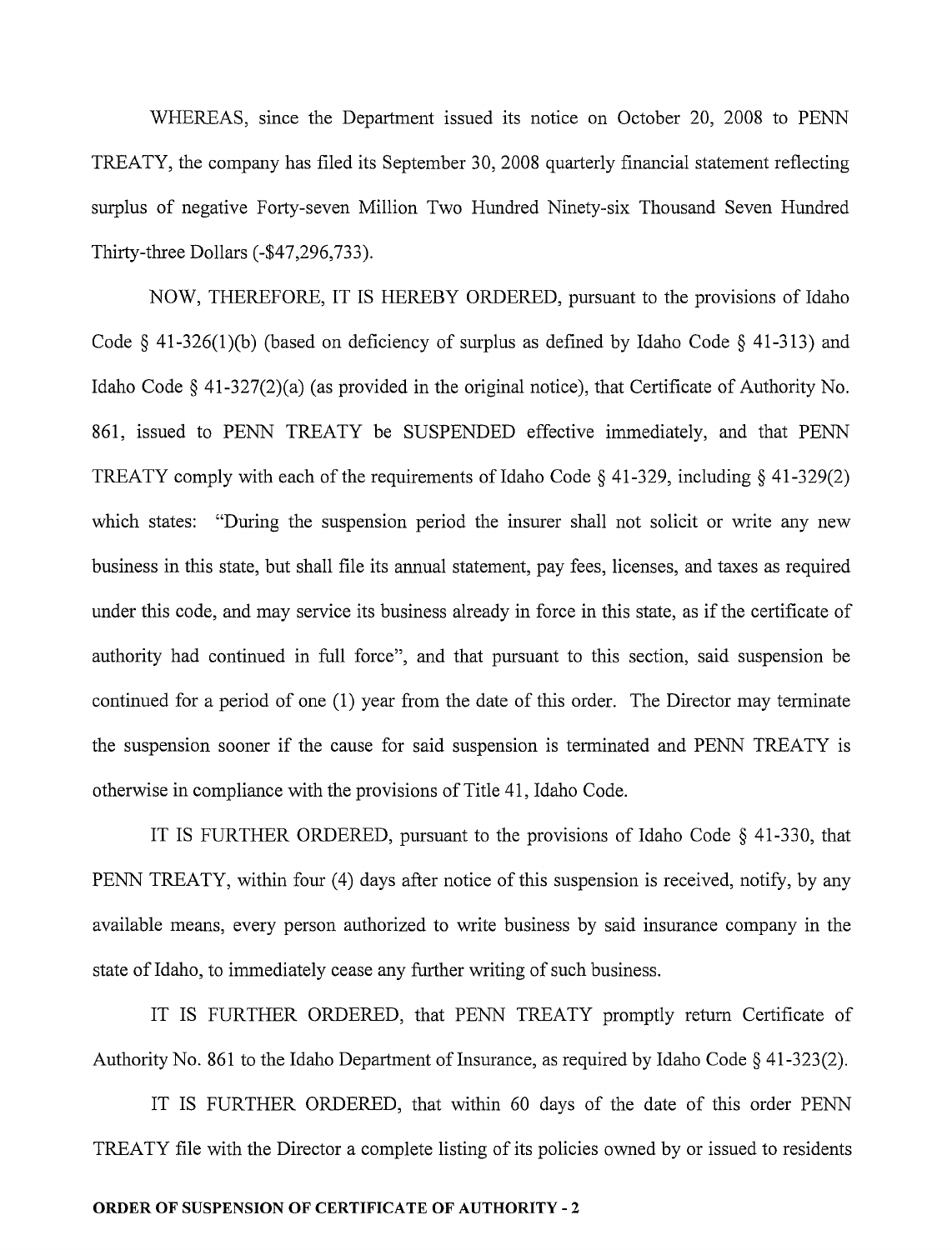WHEREAS, since the Department issued its notice on October 20, 2008 to PENN TREATY, the company has filed its September 30, 2008 quarterly financial statement reflecting surplus of negative Forty-seven Million Two Hundred Ninety-six Thousand Seven Hundred Thirty-three Dollars (-$47,296,733).

NOW, THEREFORE, IT IS HEREBY ORDERED, pursuant to the provisions of Idaho Code § 41-326(1)(b) (based on deficiency of surplus as defined by Idaho Code § 41-313) and Idaho Code § 41-327(2)(a) (as provided in the original notice), that Certificate of Authority No. 861, issued to PENN TREATY be SUSPENDED effective immediately, and that PENN TREATY comply with each of the requirements of Idaho Code § 41-329, including § 41-329(2) which states: "During the suspension period the insurer shall not solicit or write any new business in this state, but shall file its annual statement, pay fees, licenses, and taxes as required under this code, and may service its business already in force in this state, as if the certificate of authority had continued in full force", and that pursuant to this section, said suspension be continued for a period of one (1) year from the date of this order. The Director may terminate the suspension sooner if the cause for said suspension is terminated and PENN TREATY is otherwise in compliance with the provisions of Title 41, Idaho Code.

IT IS FURTHER ORDERED, pursuant to the provisions of Idaho Code § 41-330, that PENN TREATY, within four (4) days after notice of this suspension is received, notify, by any available means, every person authorized to write business by said insurance company in the state of Idaho, to immediately cease any further writing of such business.

IT IS FURTHER ORDERED, that PENN TREATY promptly return Certificate of Authority No. 861 to the Idaho Department of Insurance, as required by Idaho Code § 41-323(2).

IT IS FURTHER ORDERED, that within 60 days of the date of this order PENN TREATY file with the Director a complete listing of its policies owned by or issued to residents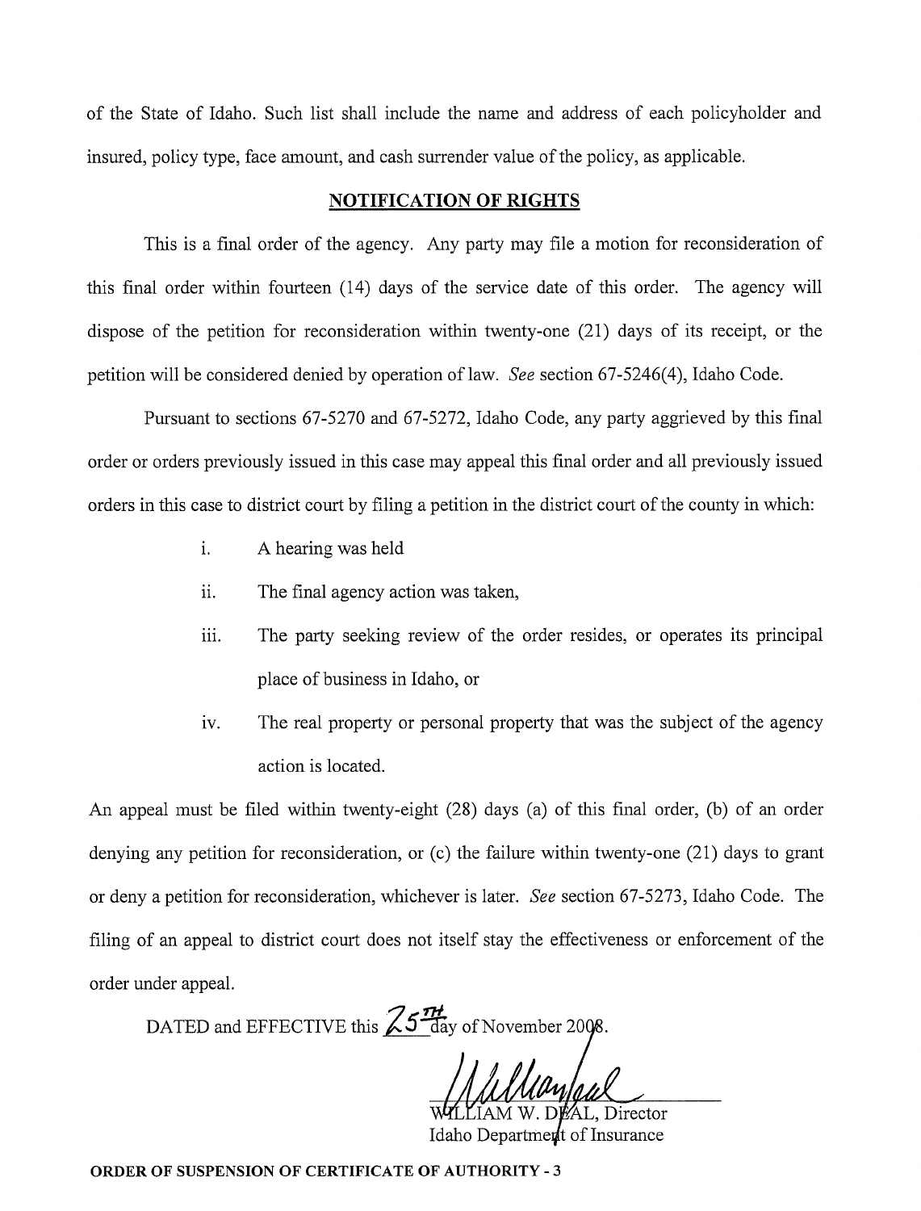of the State of Idaho. Such list shall include the name and address of each policyholder and insured, policy type, face amount, and cash surrender value of the policy, as applicable.

## NOTIFICATION OF RIGHTS

This is a final order of the agency. Any party may file a motion for reconsideration of this final order within fourteen (14) days of the service date of this order. The agency will dispose of the petition for reconsideration within twenty-one (21) days of its receipt, or the petition will be considered denied by operation of law. *See* section 67-5246(4), Idaho Code.

Pursuant to sections 67-5270 and 67-5272, Idaho Code, any party aggrieved by this final order or orders previously issued in this case may appeal this final order and all previously issued orders in this case to district court by filing a petition in the district court of the county in which:

i. A hearing was held

ii. The final agency action was taken,

iii. The party seeking review of the order resides, or operates its principal place of business in Idaho, or

iv. The real property or personal property that was the subject of the agency action is located.

An appeal must be filed within twenty-eight (28) days (a) of this final order, (b) of an order denying any petition for reconsideration, or (c) the failure within twenty-one (21) days to grant or deny a petition for reconsideration, whichever is later. *See* section 67-5273, Idaho Code. The filing of an appeal to district court does not itself stay the effectiveness or enforcement of the order under appeal.

DATED and EFFECTIVE this 25TH day of November 2008.

WILLIAM W. DEAL, Director
Idaho Department of Insurance

**ORDER OF SUSPENSION OF CERTIFICATE OF AUTHORITY - 3**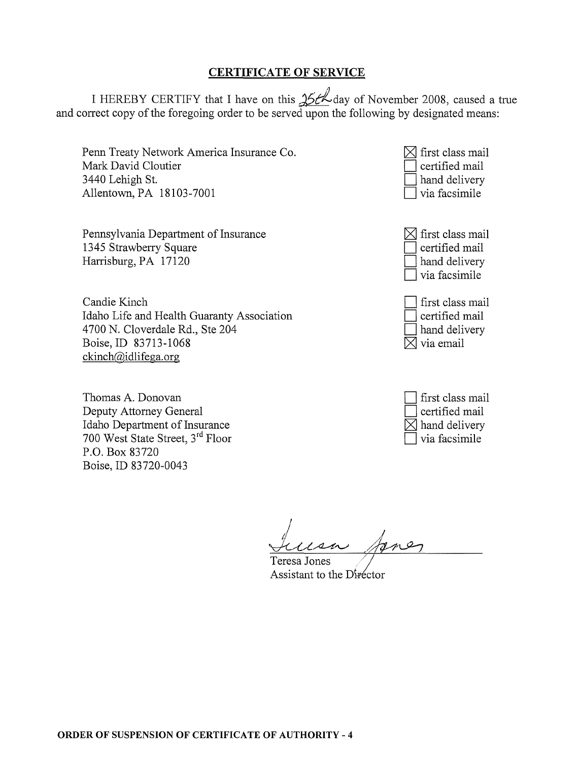## CERTIFICATE OF SERVICE

I HEREBY CERTIFY that I have on this 25th day of November 2008, caused a true and correct copy of the foregoing order to be served upon the following by designated means:

| | |
|---|---|
| Penn Treaty Network America Insurance Co.<br>Mark David Cloutier<br>3440 Lehigh St.<br>Allentown, PA 18103-7001 | ☒ first class mail<br>☐ certified mail<br>☐ hand delivery<br>☐ via facsimile |
| Pennsylvania Department of Insurance<br>1345 Strawberry Square<br>Harrisburg, PA 17120 | ☒ first class mail<br>☐ certified mail<br>☐ hand delivery<br>☐ via facsimile |
| Candie Kinch<br>Idaho Life and Health Guaranty Association<br>4700 N. Cloverdale Rd., Ste 204<br>Boise, ID 83713-1068<br>ckinch@idlifega.org | ☐ first class mail<br>☐ certified mail<br>☐ hand delivery<br>☒ via email |
| Thomas A. Donovan<br>Deputy Attorney General<br>Idaho Department of Insurance<br>700 West State Street, 3rd Floor<br>P.O. Box 83720<br>Boise, ID 83720-0043 | ☐ first class mail<br>☐ certified mail<br>☒ hand delivery<br>☐ via facsimile |

Teresa Jones
Assistant to the Director

**ORDER OF SUSPENSION OF CERTIFICATE OF AUTHORITY - 4**